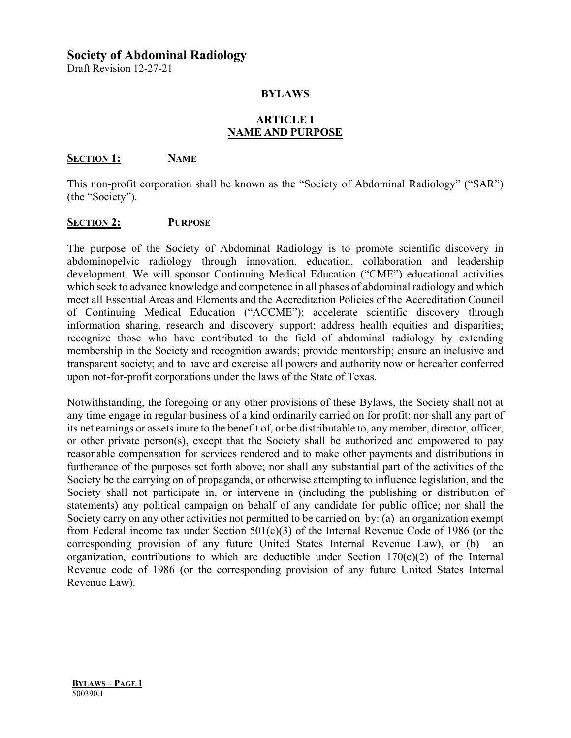# Society of Abdominal Radiology

Draft Revision 12-27-21

## BYLAWS

## ARTICLE I
## NAME AND PURPOSE

### SECTION 1: NAME

This non-profit corporation shall be known as the "Society of Abdominal Radiology" ("SAR") (the "Society").

### SECTION 2: PURPOSE

The purpose of the Society of Abdominal Radiology is to promote scientific discovery in abdominopelvic radiology through innovation, education, collaboration and leadership development. We will sponsor Continuing Medical Education ("CME") educational activities which seek to advance knowledge and competence in all phases of abdominal radiology and which meet all Essential Areas and Elements and the Accreditation Policies of the Accreditation Council of Continuing Medical Education ("ACCME"); accelerate scientific discovery through information sharing, research and discovery support; address health equities and disparities; recognize those who have contributed to the field of abdominal radiology by extending membership in the Society and recognition awards; provide mentorship; ensure an inclusive and transparent society; and to have and exercise all powers and authority now or hereafter conferred upon not-for-profit corporations under the laws of the State of Texas.

Notwithstanding, the foregoing or any other provisions of these Bylaws, the Society shall not at any time engage in regular business of a kind ordinarily carried on for profit; nor shall any part of its net earnings or assets inure to the benefit of, or be distributable to, any member, director, officer, or other private person(s), except that the Society shall be authorized and empowered to pay reasonable compensation for services rendered and to make other payments and distributions in furtherance of the purposes set forth above; nor shall any substantial part of the activities of the Society be the carrying on of propaganda, or otherwise attempting to influence legislation, and the Society shall not participate in, or intervene in (including the publishing or distribution of statements) any political campaign on behalf of any candidate for public office; nor shall the Society carry on any other activities not permitted to be carried on by: (a) an organization exempt from Federal income tax under Section 501(c)(3) of the Internal Revenue Code of 1986 (or the corresponding provision of any future United States Internal Revenue Law), or (b) an organization, contributions to which are deductible under Section 170(c)(2) of the Internal Revenue code of 1986 (or the corresponding provision of any future United States Internal Revenue Law).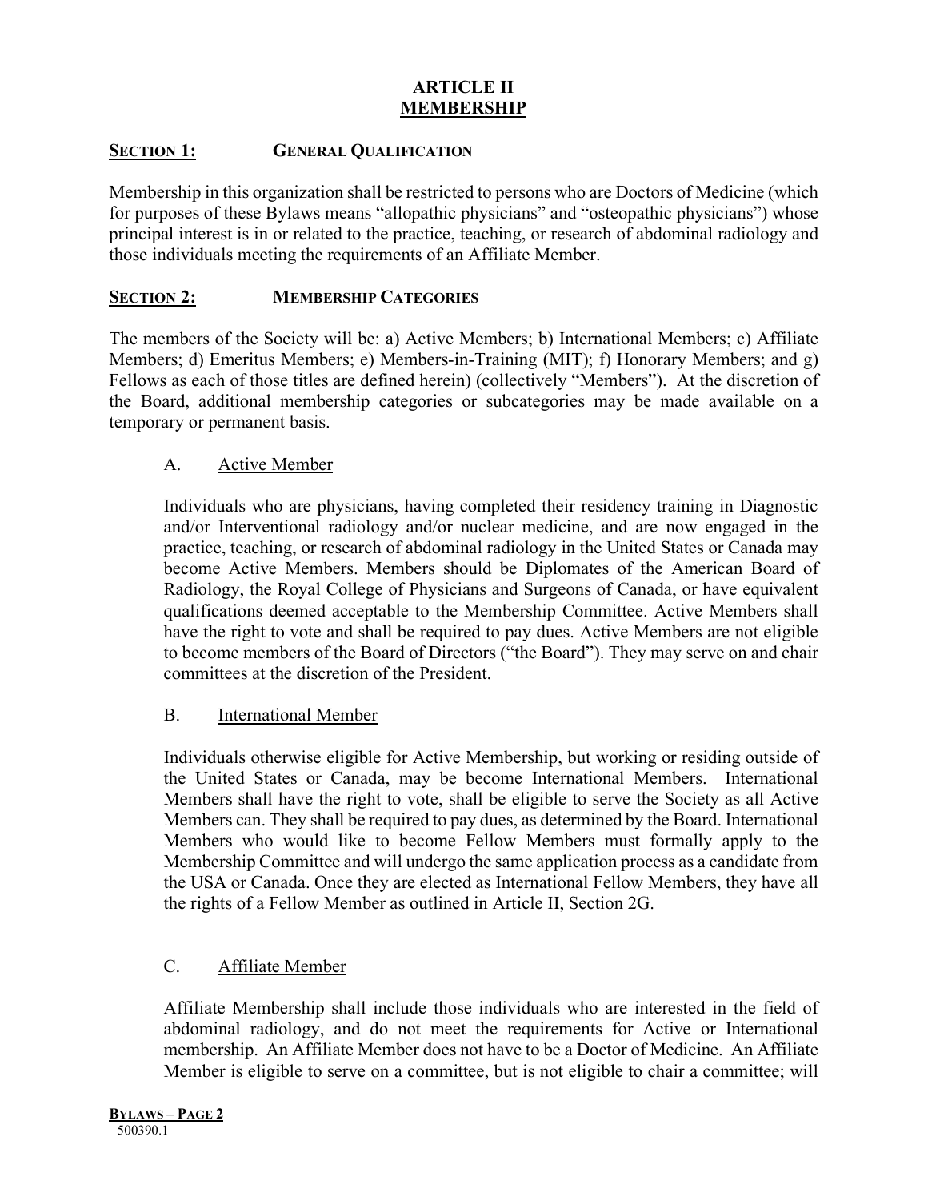# ARTICLE II
# MEMBERSHIP

## SECTION 1: GENERAL QUALIFICATION

Membership in this organization shall be restricted to persons who are Doctors of Medicine (which for purposes of these Bylaws means "allopathic physicians" and "osteopathic physicians") whose principal interest is in or related to the practice, teaching, or research of abdominal radiology and those individuals meeting the requirements of an Affiliate Member.

## SECTION 2: MEMBERSHIP CATEGORIES

The members of the Society will be: a) Active Members; b) International Members; c) Affiliate Members; d) Emeritus Members; e) Members-in-Training (MIT); f) Honorary Members; and g) Fellows as each of those titles are defined herein) (collectively "Members"). At the discretion of the Board, additional membership categories or subcategories may be made available on a temporary or permanent basis.

### A. Active Member

Individuals who are physicians, having completed their residency training in Diagnostic and/or Interventional radiology and/or nuclear medicine, and are now engaged in the practice, teaching, or research of abdominal radiology in the United States or Canada may become Active Members. Members should be Diplomates of the American Board of Radiology, the Royal College of Physicians and Surgeons of Canada, or have equivalent qualifications deemed acceptable to the Membership Committee. Active Members shall have the right to vote and shall be required to pay dues. Active Members are not eligible to become members of the Board of Directors ("the Board"). They may serve on and chair committees at the discretion of the President.

### B. International Member

Individuals otherwise eligible for Active Membership, but working or residing outside of the United States or Canada, may be become International Members. International Members shall have the right to vote, shall be eligible to serve the Society as all Active Members can. They shall be required to pay dues, as determined by the Board. International Members who would like to become Fellow Members must formally apply to the Membership Committee and will undergo the same application process as a candidate from the USA or Canada. Once they are elected as International Fellow Members, they have all the rights of a Fellow Member as outlined in Article II, Section 2G.

### C. Affiliate Member

Affiliate Membership shall include those individuals who are interested in the field of abdominal radiology, and do not meet the requirements for Active or International membership. An Affiliate Member does not have to be a Doctor of Medicine. An Affiliate Member is eligible to serve on a committee, but is not eligible to chair a committee; will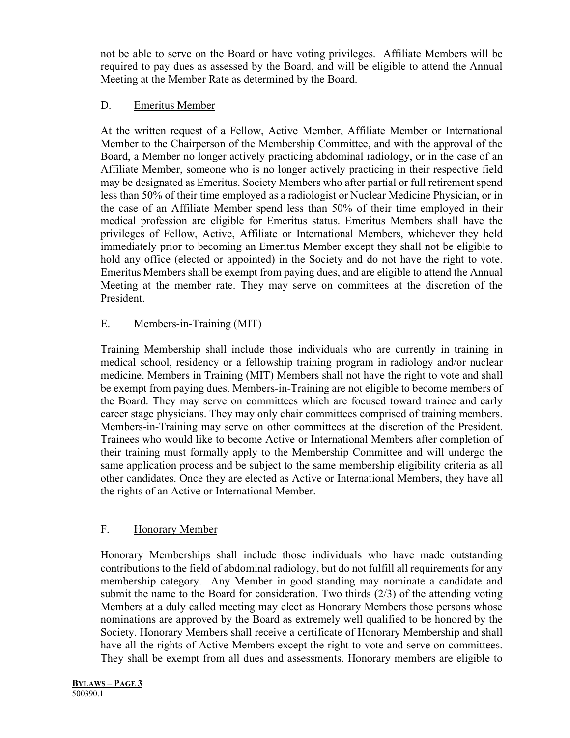not be able to serve on the Board or have voting privileges. Affiliate Members will be required to pay dues as assessed by the Board, and will be eligible to attend the Annual Meeting at the Member Rate as determined by the Board.

### D. <u>Emeritus Member</u>

At the written request of a Fellow, Active Member, Affiliate Member or International Member to the Chairperson of the Membership Committee, and with the approval of the Board, a Member no longer actively practicing abdominal radiology, or in the case of an Affiliate Member, someone who is no longer actively practicing in their respective field may be designated as Emeritus. Society Members who after partial or full retirement spend less than 50% of their time employed as a radiologist or Nuclear Medicine Physician, or in the case of an Affiliate Member spend less than 50% of their time employed in their medical profession are eligible for Emeritus status. Emeritus Members shall have the privileges of Fellow, Active, Affiliate or International Members, whichever they held immediately prior to becoming an Emeritus Member except they shall not be eligible to hold any office (elected or appointed) in the Society and do not have the right to vote. Emeritus Members shall be exempt from paying dues, and are eligible to attend the Annual Meeting at the member rate. They may serve on committees at the discretion of the President.

### E. <u>Members-in-Training (MIT)</u>

Training Membership shall include those individuals who are currently in training in medical school, residency or a fellowship training program in radiology and/or nuclear medicine. Members in Training (MIT) Members shall not have the right to vote and shall be exempt from paying dues. Members-in-Training are not eligible to become members of the Board. They may serve on committees which are focused toward trainee and early career stage physicians. They may only chair committees comprised of training members. Members-in-Training may serve on other committees at the discretion of the President. Trainees who would like to become Active or International Members after completion of their training must formally apply to the Membership Committee and will undergo the same application process and be subject to the same membership eligibility criteria as all other candidates. Once they are elected as Active or International Members, they have all the rights of an Active or International Member.

### F. <u>Honorary Member</u>

Honorary Memberships shall include those individuals who have made outstanding contributions to the field of abdominal radiology, but do not fulfill all requirements for any membership category. Any Member in good standing may nominate a candidate and submit the name to the Board for consideration. Two thirds (2/3) of the attending voting Members at a duly called meeting may elect as Honorary Members those persons whose nominations are approved by the Board as extremely well qualified to be honored by the Society. Honorary Members shall receive a certificate of Honorary Membership and shall have all the rights of Active Members except the right to vote and serve on committees. They shall be exempt from all dues and assessments. Honorary members are eligible to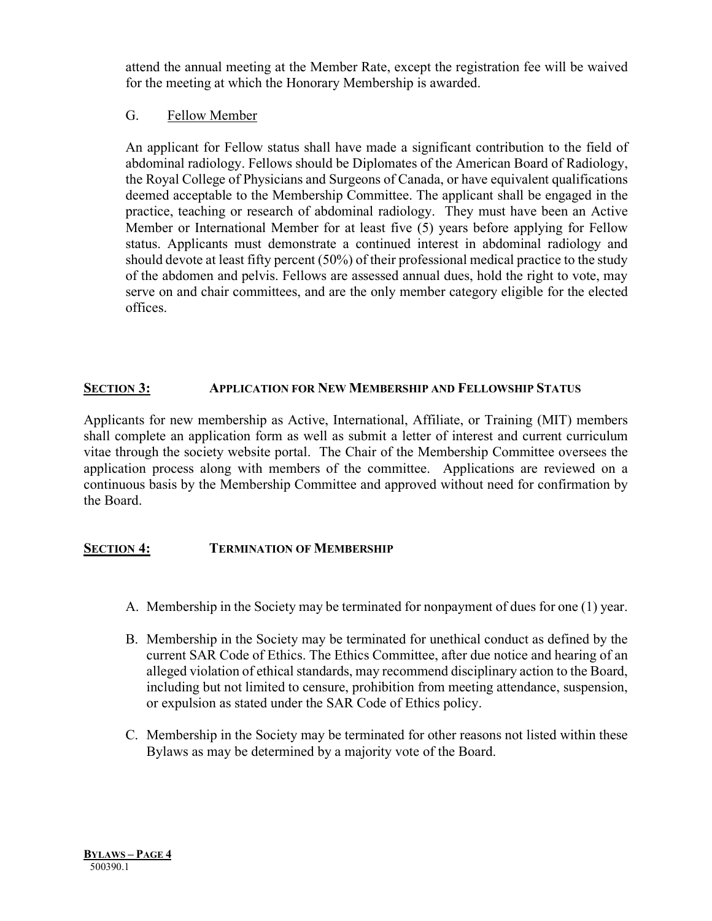attend the annual meeting at the Member Rate, except the registration fee will be waived for the meeting at which the Honorary Membership is awarded.

G. Fellow Member

An applicant for Fellow status shall have made a significant contribution to the field of abdominal radiology. Fellows should be Diplomates of the American Board of Radiology, the Royal College of Physicians and Surgeons of Canada, or have equivalent qualifications deemed acceptable to the Membership Committee. The applicant shall be engaged in the practice, teaching or research of abdominal radiology. They must have been an Active Member or International Member for at least five (5) years before applying for Fellow status. Applicants must demonstrate a continued interest in abdominal radiology and should devote at least fifty percent (50%) of their professional medical practice to the study of the abdomen and pelvis. Fellows are assessed annual dues, hold the right to vote, may serve on and chair committees, and are the only member category eligible for the elected offices.

## SECTION 3: APPLICATION FOR NEW MEMBERSHIP AND FELLOWSHIP STATUS

Applicants for new membership as Active, International, Affiliate, or Training (MIT) members shall complete an application form as well as submit a letter of interest and current curriculum vitae through the society website portal. The Chair of the Membership Committee oversees the application process along with members of the committee. Applications are reviewed on a continuous basis by the Membership Committee and approved without need for confirmation by the Board.

## SECTION 4: TERMINATION OF MEMBERSHIP

A. Membership in the Society may be terminated for nonpayment of dues for one (1) year.

B. Membership in the Society may be terminated for unethical conduct as defined by the current SAR Code of Ethics. The Ethics Committee, after due notice and hearing of an alleged violation of ethical standards, may recommend disciplinary action to the Board, including but not limited to censure, prohibition from meeting attendance, suspension, or expulsion as stated under the SAR Code of Ethics policy.

C. Membership in the Society may be terminated for other reasons not listed within these Bylaws as may be determined by a majority vote of the Board.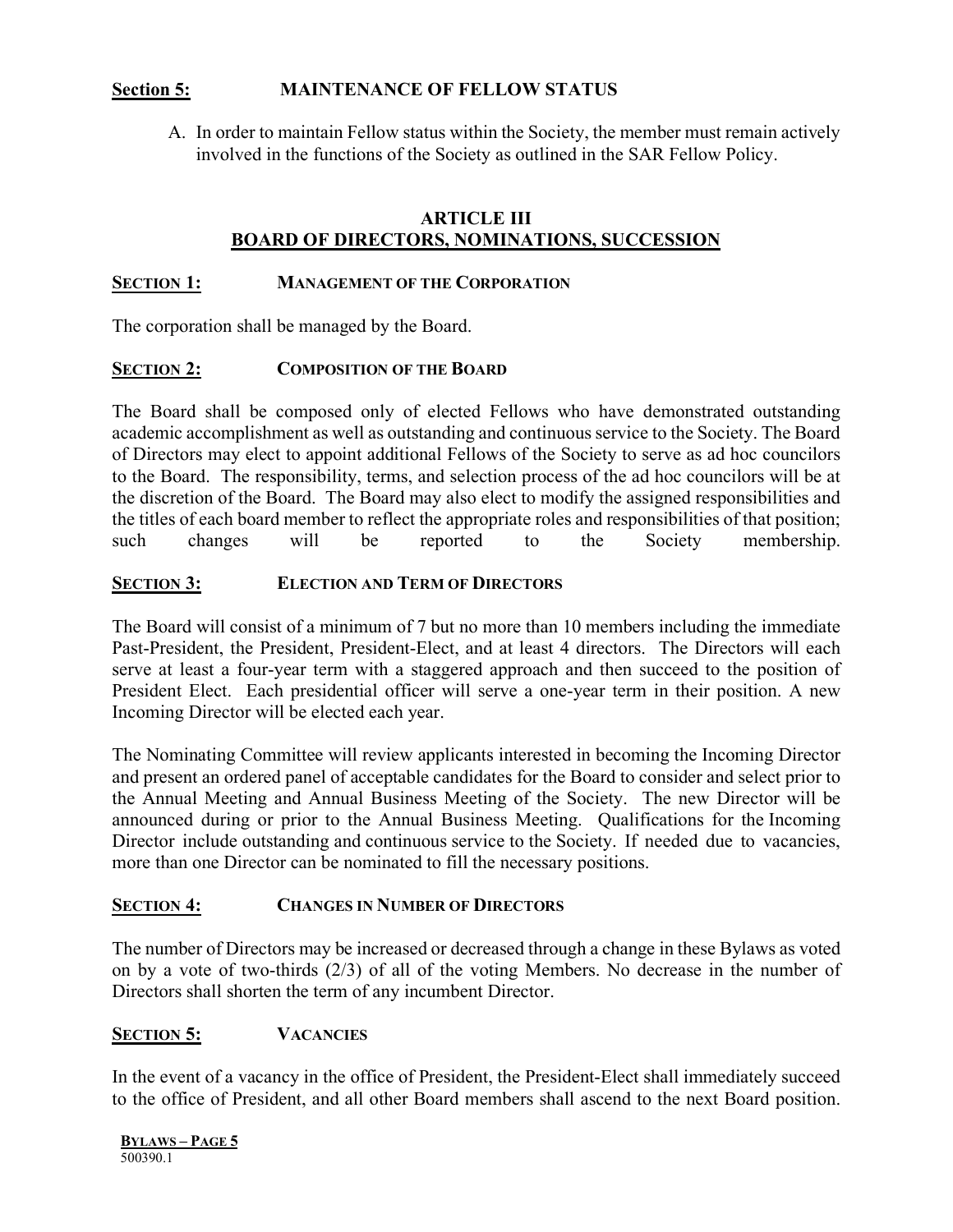## Section 5: MAINTENANCE OF FELLOW STATUS

A. In order to maintain Fellow status within the Society, the member must remain actively involved in the functions of the Society as outlined in the SAR Fellow Policy.

# ARTICLE III
# BOARD OF DIRECTORS, NOMINATIONS, SUCCESSION

## SECTION 1: MANAGEMENT OF THE CORPORATION

The corporation shall be managed by the Board.

## SECTION 2: COMPOSITION OF THE BOARD

The Board shall be composed only of elected Fellows who have demonstrated outstanding academic accomplishment as well as outstanding and continuous service to the Society. The Board of Directors may elect to appoint additional Fellows of the Society to serve as ad hoc councilors to the Board. The responsibility, terms, and selection process of the ad hoc councilors will be at the discretion of the Board. The Board may also elect to modify the assigned responsibilities and the titles of each board member to reflect the appropriate roles and responsibilities of that position; such changes will be reported to the Society membership.

## SECTION 3: ELECTION AND TERM OF DIRECTORS

The Board will consist of a minimum of 7 but no more than 10 members including the immediate Past-President, the President, President-Elect, and at least 4 directors. The Directors will each serve at least a four-year term with a staggered approach and then succeed to the position of President Elect. Each presidential officer will serve a one-year term in their position. A new Incoming Director will be elected each year.

The Nominating Committee will review applicants interested in becoming the Incoming Director and present an ordered panel of acceptable candidates for the Board to consider and select prior to the Annual Meeting and Annual Business Meeting of the Society. The new Director will be announced during or prior to the Annual Business Meeting. Qualifications for the Incoming Director include outstanding and continuous service to the Society. If needed due to vacancies, more than one Director can be nominated to fill the necessary positions.

## SECTION 4: CHANGES IN NUMBER OF DIRECTORS

The number of Directors may be increased or decreased through a change in these Bylaws as voted on by a vote of two-thirds (2/3) of all of the voting Members. No decrease in the number of Directors shall shorten the term of any incumbent Director.

## SECTION 5: VACANCIES

In the event of a vacancy in the office of President, the President-Elect shall immediately succeed to the office of President, and all other Board members shall ascend to the next Board position.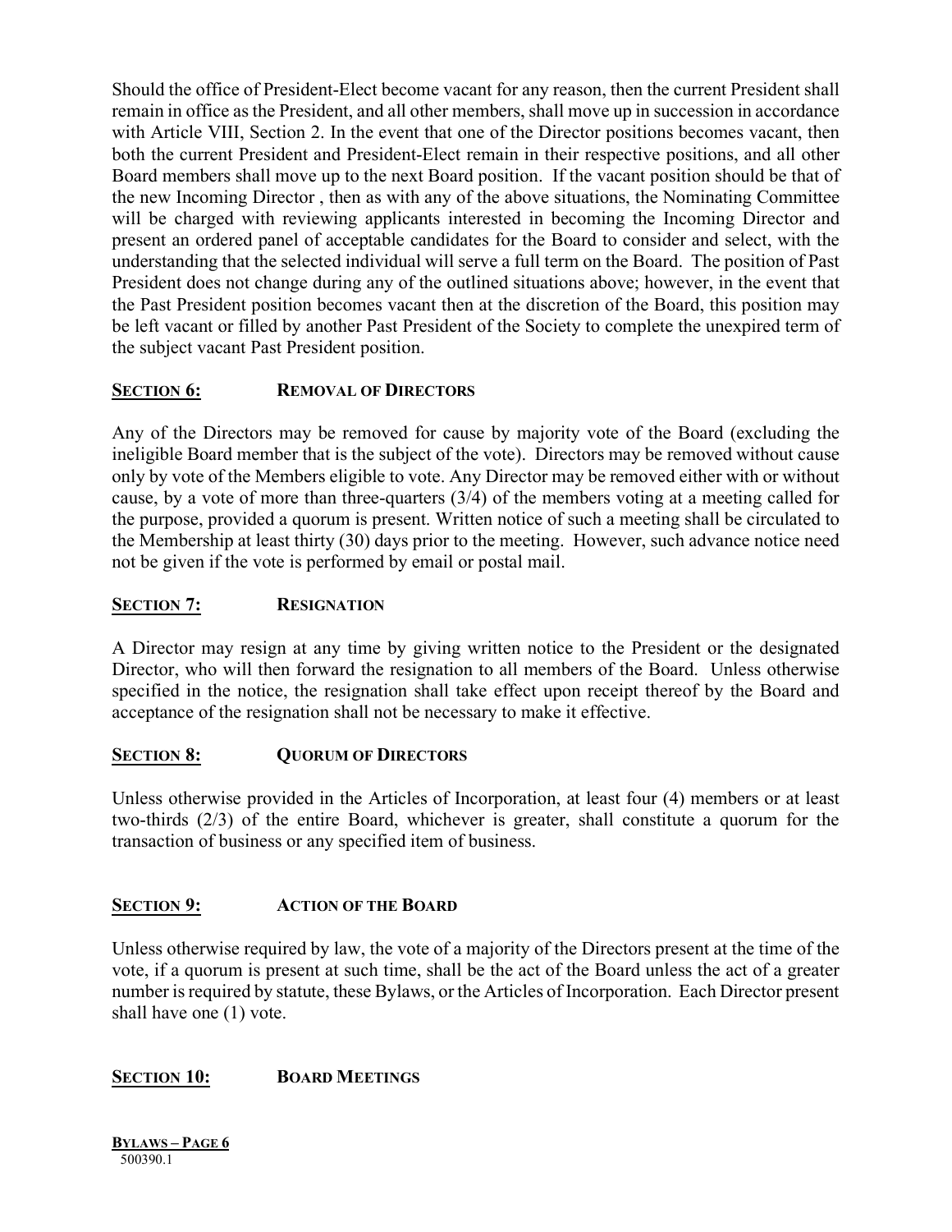Should the office of President-Elect become vacant for any reason, then the current President shall remain in office as the President, and all other members, shall move up in succession in accordance with Article VIII, Section 2. In the event that one of the Director positions becomes vacant, then both the current President and President-Elect remain in their respective positions, and all other Board members shall move up to the next Board position. If the vacant position should be that of the new Incoming Director , then as with any of the above situations, the Nominating Committee will be charged with reviewing applicants interested in becoming the Incoming Director and present an ordered panel of acceptable candidates for the Board to consider and select, with the understanding that the selected individual will serve a full term on the Board. The position of Past President does not change during any of the outlined situations above; however, in the event that the Past President position becomes vacant then at the discretion of the Board, this position may be left vacant or filled by another Past President of the Society to complete the unexpired term of the subject vacant Past President position.

## SECTION 6: REMOVAL OF DIRECTORS

Any of the Directors may be removed for cause by majority vote of the Board (excluding the ineligible Board member that is the subject of the vote). Directors may be removed without cause only by vote of the Members eligible to vote. Any Director may be removed either with or without cause, by a vote of more than three-quarters (3/4) of the members voting at a meeting called for the purpose, provided a quorum is present. Written notice of such a meeting shall be circulated to the Membership at least thirty (30) days prior to the meeting. However, such advance notice need not be given if the vote is performed by email or postal mail.

## SECTION 7: RESIGNATION

A Director may resign at any time by giving written notice to the President or the designated Director, who will then forward the resignation to all members of the Board. Unless otherwise specified in the notice, the resignation shall take effect upon receipt thereof by the Board and acceptance of the resignation shall not be necessary to make it effective.

## SECTION 8: QUORUM OF DIRECTORS

Unless otherwise provided in the Articles of Incorporation, at least four (4) members or at least two-thirds (2/3) of the entire Board, whichever is greater, shall constitute a quorum for the transaction of business or any specified item of business.

## SECTION 9: ACTION OF THE BOARD

Unless otherwise required by law, the vote of a majority of the Directors present at the time of the vote, if a quorum is present at such time, shall be the act of the Board unless the act of a greater number is required by statute, these Bylaws, or the Articles of Incorporation. Each Director present shall have one (1) vote.

## SECTION 10: BOARD MEETINGS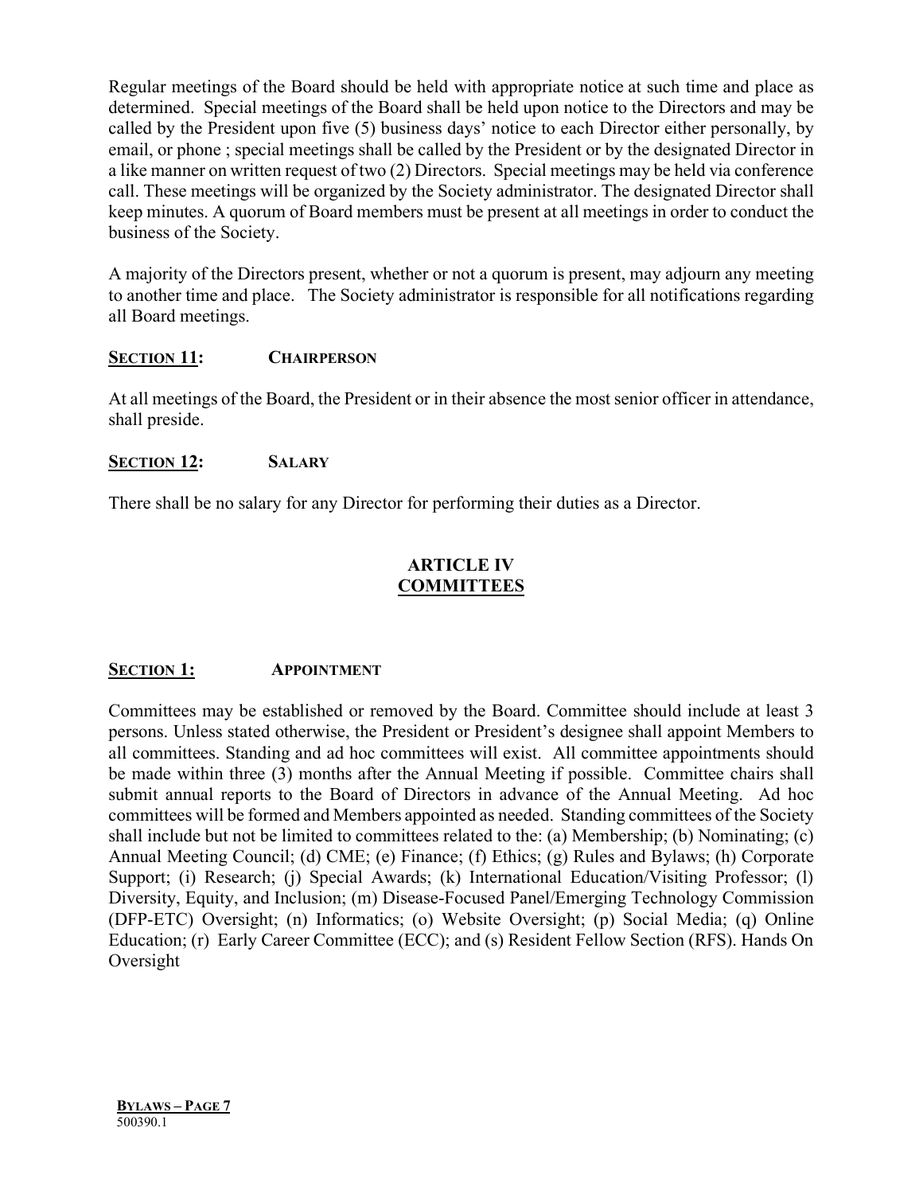Regular meetings of the Board should be held with appropriate notice at such time and place as determined. Special meetings of the Board shall be held upon notice to the Directors and may be called by the President upon five (5) business days' notice to each Director either personally, by email, or phone ; special meetings shall be called by the President or by the designated Director in a like manner on written request of two (2) Directors. Special meetings may be held via conference call. These meetings will be organized by the Society administrator. The designated Director shall keep minutes. A quorum of Board members must be present at all meetings in order to conduct the business of the Society.

A majority of the Directors present, whether or not a quorum is present, may adjourn any meeting to another time and place. The Society administrator is responsible for all notifications regarding all Board meetings.

### SECTION 11: CHAIRPERSON

At all meetings of the Board, the President or in their absence the most senior officer in attendance, shall preside.

### SECTION 12: SALARY

There shall be no salary for any Director for performing their duties as a Director.

## ARTICLE IV
## COMMITTEES

### SECTION 1: APPOINTMENT

Committees may be established or removed by the Board. Committee should include at least 3 persons. Unless stated otherwise, the President or President's designee shall appoint Members to all committees. Standing and ad hoc committees will exist. All committee appointments should be made within three (3) months after the Annual Meeting if possible. Committee chairs shall submit annual reports to the Board of Directors in advance of the Annual Meeting. Ad hoc committees will be formed and Members appointed as needed. Standing committees of the Society shall include but not be limited to committees related to the: (a) Membership; (b) Nominating; (c) Annual Meeting Council; (d) CME; (e) Finance; (f) Ethics; (g) Rules and Bylaws; (h) Corporate Support; (i) Research; (j) Special Awards; (k) International Education/Visiting Professor; (l) Diversity, Equity, and Inclusion; (m) Disease-Focused Panel/Emerging Technology Commission (DFP-ETC) Oversight; (n) Informatics; (o) Website Oversight; (p) Social Media; (q) Online Education; (r) Early Career Committee (ECC); and (s) Resident Fellow Section (RFS). Hands On Oversight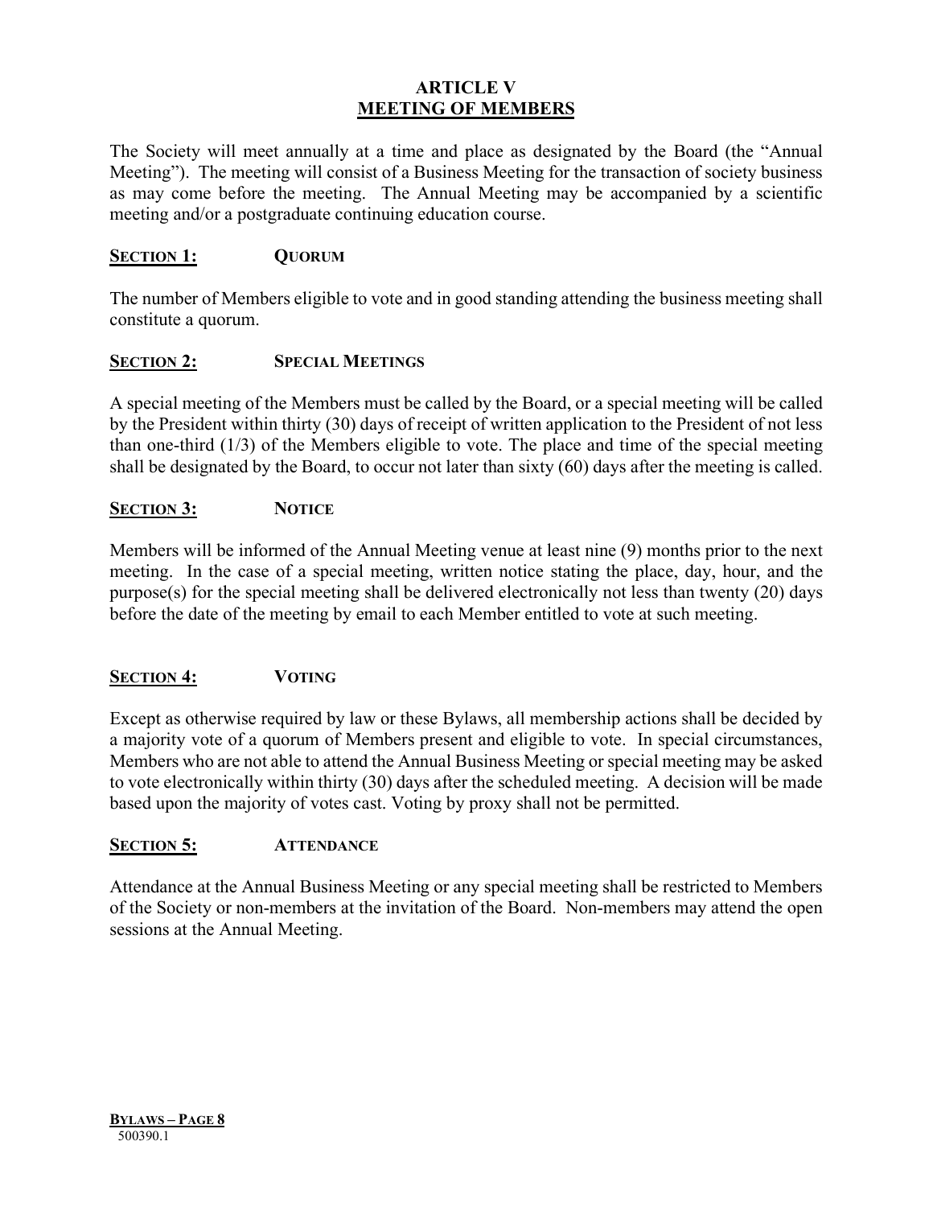# ARTICLE V
## MEETING OF MEMBERS

The Society will meet annually at a time and place as designated by the Board (the "Annual Meeting"). The meeting will consist of a Business Meeting for the transaction of society business as may come before the meeting. The Annual Meeting may be accompanied by a scientific meeting and/or a postgraduate continuing education course.

### SECTION 1: QUORUM

The number of Members eligible to vote and in good standing attending the business meeting shall constitute a quorum.

### SECTION 2: SPECIAL MEETINGS

A special meeting of the Members must be called by the Board, or a special meeting will be called by the President within thirty (30) days of receipt of written application to the President of not less than one-third (1/3) of the Members eligible to vote. The place and time of the special meeting shall be designated by the Board, to occur not later than sixty (60) days after the meeting is called.

### SECTION 3: NOTICE

Members will be informed of the Annual Meeting venue at least nine (9) months prior to the next meeting. In the case of a special meeting, written notice stating the place, day, hour, and the purpose(s) for the special meeting shall be delivered electronically not less than twenty (20) days before the date of the meeting by email to each Member entitled to vote at such meeting.

### SECTION 4: VOTING

Except as otherwise required by law or these Bylaws, all membership actions shall be decided by a majority vote of a quorum of Members present and eligible to vote. In special circumstances, Members who are not able to attend the Annual Business Meeting or special meeting may be asked to vote electronically within thirty (30) days after the scheduled meeting. A decision will be made based upon the majority of votes cast. Voting by proxy shall not be permitted.

### SECTION 5: ATTENDANCE

Attendance at the Annual Business Meeting or any special meeting shall be restricted to Members of the Society or non-members at the invitation of the Board. Non-members may attend the open sessions at the Annual Meeting.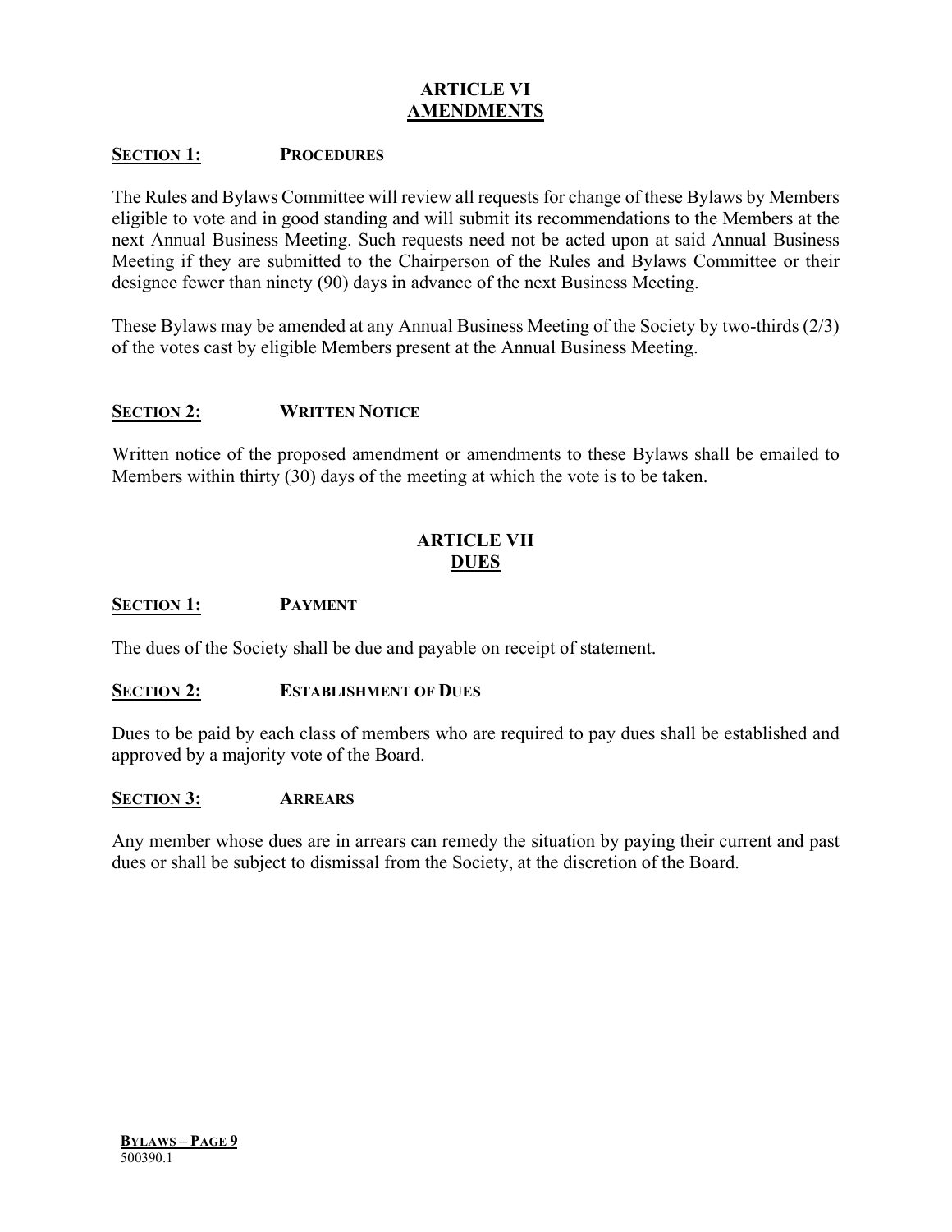## ARTICLE VI
## AMENDMENTS

### SECTION 1: PROCEDURES

The Rules and Bylaws Committee will review all requests for change of these Bylaws by Members eligible to vote and in good standing and will submit its recommendations to the Members at the next Annual Business Meeting. Such requests need not be acted upon at said Annual Business Meeting if they are submitted to the Chairperson of the Rules and Bylaws Committee or their designee fewer than ninety (90) days in advance of the next Business Meeting.

These Bylaws may be amended at any Annual Business Meeting of the Society by two-thirds (2/3) of the votes cast by eligible Members present at the Annual Business Meeting.

### SECTION 2: WRITTEN NOTICE

Written notice of the proposed amendment or amendments to these Bylaws shall be emailed to Members within thirty (30) days of the meeting at which the vote is to be taken.

## ARTICLE VII
## DUES

### SECTION 1: PAYMENT

The dues of the Society shall be due and payable on receipt of statement.

### SECTION 2: ESTABLISHMENT OF DUES

Dues to be paid by each class of members who are required to pay dues shall be established and approved by a majority vote of the Board.

### SECTION 3: ARREARS

Any member whose dues are in arrears can remedy the situation by paying their current and past dues or shall be subject to dismissal from the Society, at the discretion of the Board.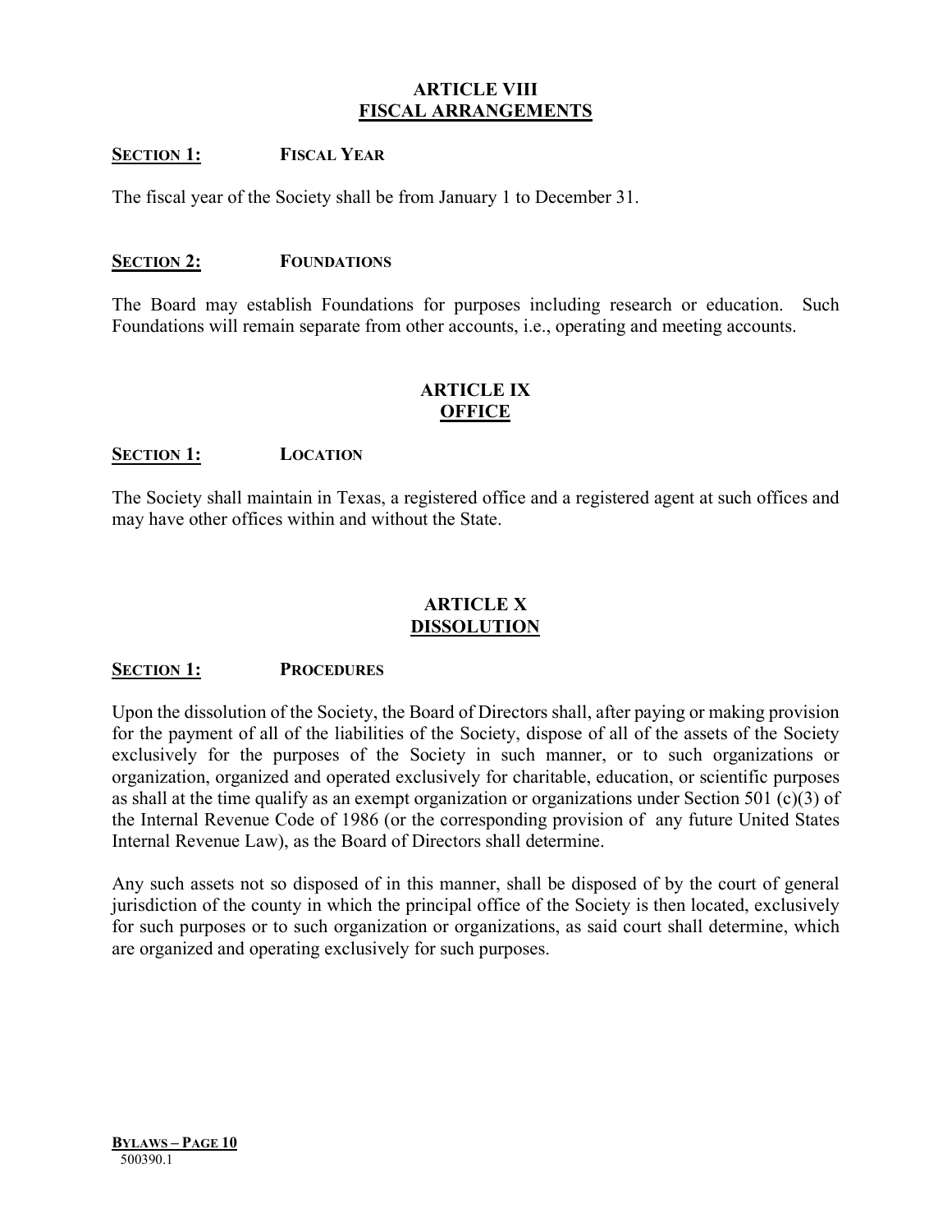## ARTICLE VIII
## FISCAL ARRANGEMENTS

### SECTION 1: FISCAL YEAR

The fiscal year of the Society shall be from January 1 to December 31.

### SECTION 2: FOUNDATIONS

The Board may establish Foundations for purposes including research or education. Such Foundations will remain separate from other accounts, i.e., operating and meeting accounts.

## ARTICLE IX
## OFFICE

### SECTION 1: LOCATION

The Society shall maintain in Texas, a registered office and a registered agent at such offices and may have other offices within and without the State.

## ARTICLE X
## DISSOLUTION

### SECTION 1: PROCEDURES

Upon the dissolution of the Society, the Board of Directors shall, after paying or making provision for the payment of all of the liabilities of the Society, dispose of all of the assets of the Society exclusively for the purposes of the Society in such manner, or to such organizations or organization, organized and operated exclusively for charitable, education, or scientific purposes as shall at the time qualify as an exempt organization or organizations under Section 501 (c)(3) of the Internal Revenue Code of 1986 (or the corresponding provision of any future United States Internal Revenue Law), as the Board of Directors shall determine.

Any such assets not so disposed of in this manner, shall be disposed of by the court of general jurisdiction of the county in which the principal office of the Society is then located, exclusively for such purposes or to such organization or organizations, as said court shall determine, which are organized and operating exclusively for such purposes.